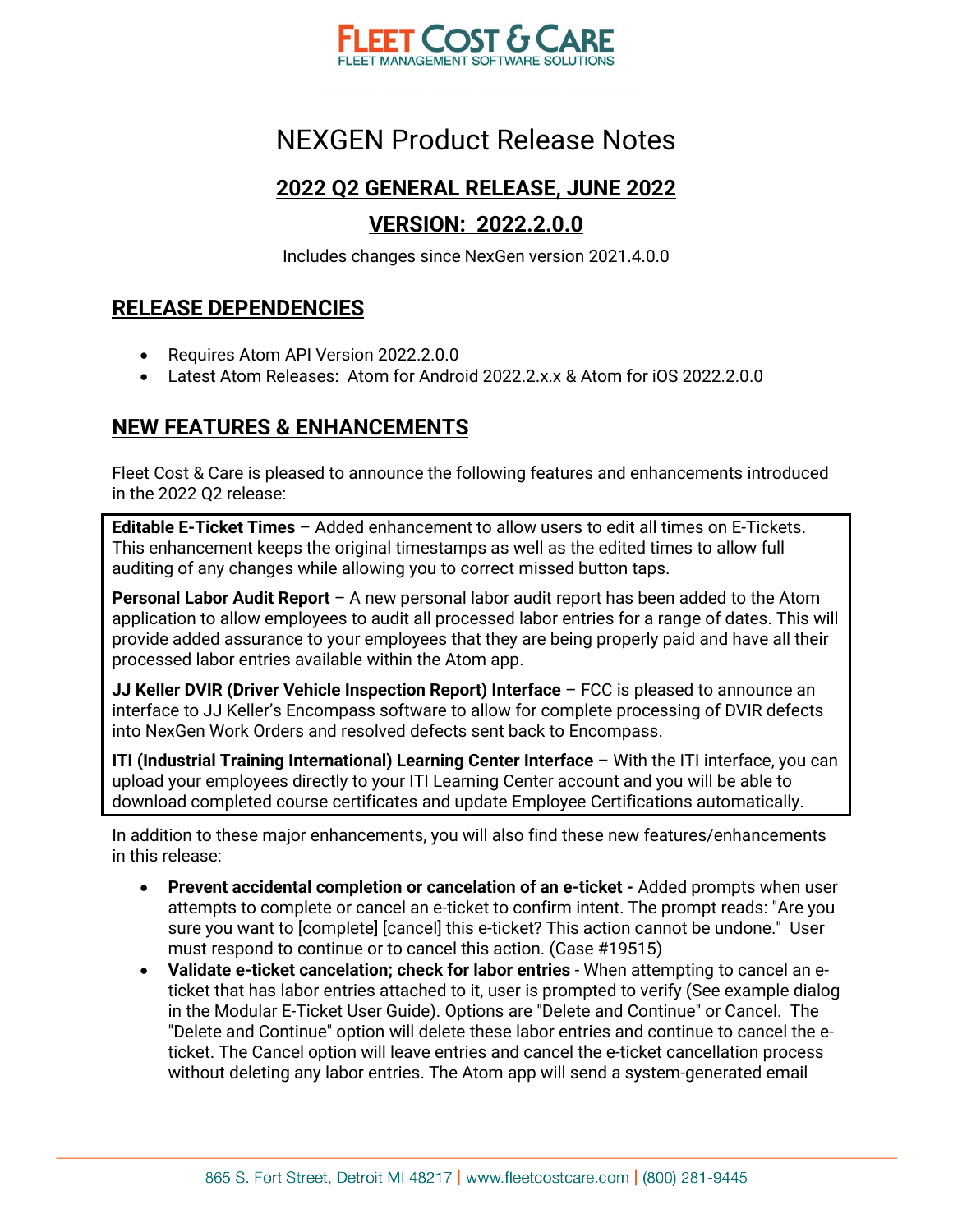FLEET COST & CARE
FLEET MANAGEMENT SOFTWARE SOLUTIONS

# NEXGEN Product Release Notes

## 2022 Q2 GENERAL RELEASE, JUNE 2022

## VERSION: 2022.2.0.0

Includes changes since NexGen version 2021.4.0.0

## RELEASE DEPENDENCIES

- Requires Atom API Version 2022.2.0.0
- Latest Atom Releases: Atom for Android 2022.2.x.x & Atom for iOS 2022.2.0.0

## NEW FEATURES & ENHANCEMENTS

Fleet Cost & Care is pleased to announce the following features and enhancements introduced in the 2022 Q2 release:

**Editable E-Ticket Times** – Added enhancement to allow users to edit all times on E-Tickets. This enhancement keeps the original timestamps as well as the edited times to allow full auditing of any changes while allowing you to correct missed button taps.

**Personal Labor Audit Report** – A new personal labor audit report has been added to the Atom application to allow employees to audit all processed labor entries for a range of dates. This will provide added assurance to your employees that they are being properly paid and have all their processed labor entries available within the Atom app.

**JJ Keller DVIR (Driver Vehicle Inspection Report) Interface** – FCC is pleased to announce an interface to JJ Keller's Encompass software to allow for complete processing of DVIR defects into NexGen Work Orders and resolved defects sent back to Encompass.

**ITI (Industrial Training International) Learning Center Interface** – With the ITI interface, you can upload your employees directly to your ITI Learning Center account and you will be able to download completed course certificates and update Employee Certifications automatically.

In addition to these major enhancements, you will also find these new features/enhancements in this release:

- **Prevent accidental completion or cancelation of an e-ticket -** Added prompts when user attempts to complete or cancel an e-ticket to confirm intent. The prompt reads: "Are you sure you want to [complete] [cancel] this e-ticket? This action cannot be undone." User must respond to continue or to cancel this action. (Case #19515)
- **Validate e-ticket cancelation; check for labor entries** - When attempting to cancel an e-ticket that has labor entries attached to it, user is prompted to verify (See example dialog in the Modular E-Ticket User Guide). Options are "Delete and Continue" or Cancel. The "Delete and Continue" option will delete these labor entries and continue to cancel the e-ticket. The Cancel option will leave entries and cancel the e-ticket cancellation process without deleting any labor entries. The Atom app will send a system-generated email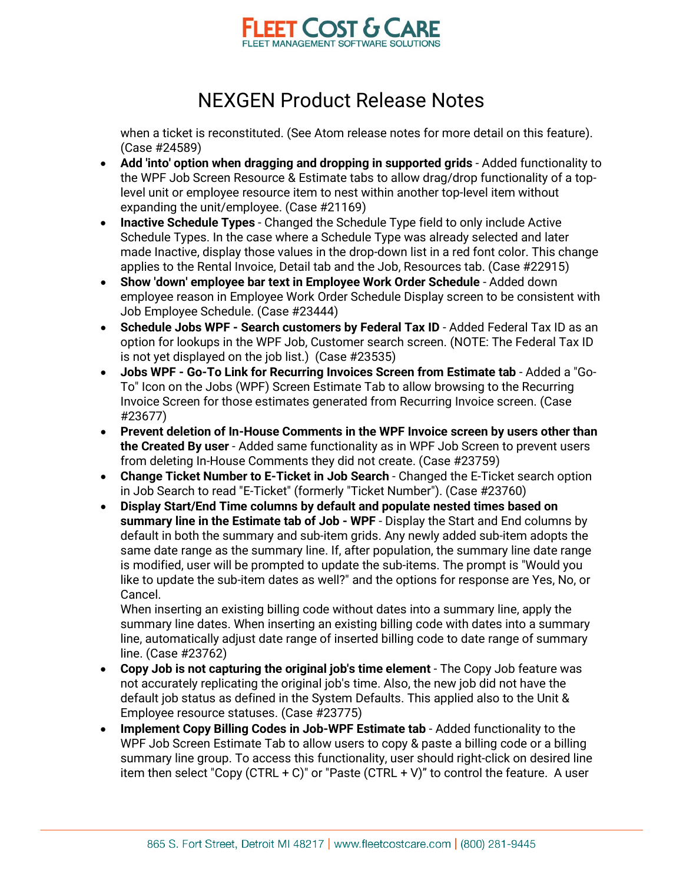when a ticket is reconstituted. (See Atom release notes for more detail on this feature). (Case #24589)

- **Add 'into' option when dragging and dropping in supported grids** - Added functionality to the WPF Job Screen Resource & Estimate tabs to allow drag/drop functionality of a top-level unit or employee resource item to nest within another top-level item without expanding the unit/employee. (Case #21169)
- **Inactive Schedule Types** - Changed the Schedule Type field to only include Active Schedule Types. In the case where a Schedule Type was already selected and later made Inactive, display those values in the drop-down list in a red font color. This change applies to the Rental Invoice, Detail tab and the Job, Resources tab. (Case #22915)
- **Show 'down' employee bar text in Employee Work Order Schedule** - Added down employee reason in Employee Work Order Schedule Display screen to be consistent with Job Employee Schedule. (Case #23444)
- **Schedule Jobs WPF - Search customers by Federal Tax ID** - Added Federal Tax ID as an option for lookups in the WPF Job, Customer search screen. (NOTE: The Federal Tax ID is not yet displayed on the job list.) (Case #23535)
- **Jobs WPF - Go-To Link for Recurring Invoices Screen from Estimate tab** - Added a "Go-To" Icon on the Jobs (WPF) Screen Estimate Tab to allow browsing to the Recurring Invoice Screen for those estimates generated from Recurring Invoice screen. (Case #23677)
- **Prevent deletion of In-House Comments in the WPF Invoice screen by users other than the Created By user** - Added same functionality as in WPF Job Screen to prevent users from deleting In-House Comments they did not create. (Case #23759)
- **Change Ticket Number to E-Ticket in Job Search** - Changed the E-Ticket search option in Job Search to read "E-Ticket" (formerly "Ticket Number"). (Case #23760)
- **Display Start/End Time columns by default and populate nested times based on summary line in the Estimate tab of Job - WPF** - Display the Start and End columns by default in both the summary and sub-item grids. Any newly added sub-item adopts the same date range as the summary line. If, after population, the summary line date range is modified, user will be prompted to update the sub-items. The prompt is "Would you like to update the sub-item dates as well?" and the options for response are Yes, No, or Cancel.
  When inserting an existing billing code without dates into a summary line, apply the summary line dates. When inserting an existing billing code with dates into a summary line, automatically adjust date range of inserted billing code to date range of summary line. (Case #23762)
- **Copy Job is not capturing the original job's time element** - The Copy Job feature was not accurately replicating the original job's time. Also, the new job did not have the default job status as defined in the System Defaults. This applied also to the Unit & Employee resource statuses. (Case #23775)
- **Implement Copy Billing Codes in Job-WPF Estimate tab** - Added functionality to the WPF Job Screen Estimate Tab to allow users to copy & paste a billing code or a billing summary line group. To access this functionality, user should right-click on desired line item then select "Copy (CTRL + C)" or "Paste (CTRL + V)" to control the feature. A user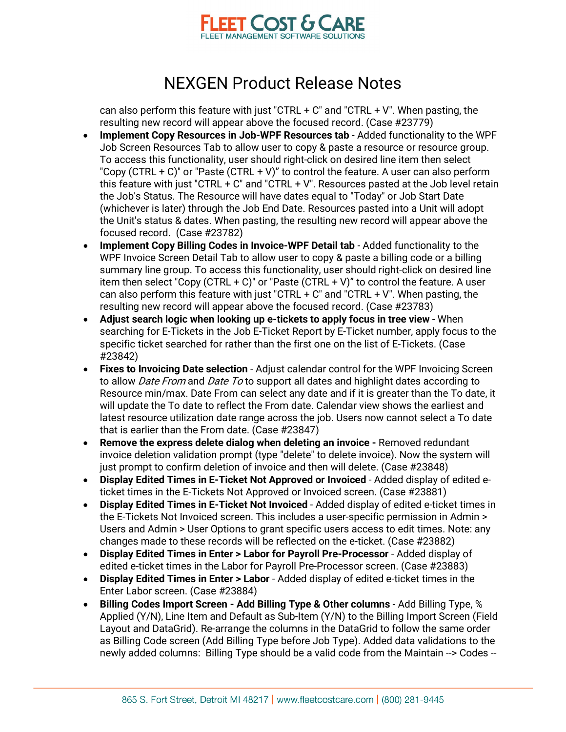can also perform this feature with just "CTRL + C" and "CTRL + V". When pasting, the resulting new record will appear above the focused record. (Case #23779)

- **Implement Copy Resources in Job-WPF Resources tab** - Added functionality to the WPF Job Screen Resources Tab to allow user to copy & paste a resource or resource group. To access this functionality, user should right-click on desired line item then select "Copy (CTRL + C)" or "Paste (CTRL + V)" to control the feature. A user can also perform this feature with just "CTRL + C" and "CTRL + V". Resources pasted at the Job level retain the Job's Status. The Resource will have dates equal to "Today" or Job Start Date (whichever is later) through the Job End Date. Resources pasted into a Unit will adopt the Unit's status & dates. When pasting, the resulting new record will appear above the focused record. (Case #23782)
- **Implement Copy Billing Codes in Invoice-WPF Detail tab** - Added functionality to the WPF Invoice Screen Detail Tab to allow user to copy & paste a billing code or a billing summary line group. To access this functionality, user should right-click on desired line item then select "Copy (CTRL + C)" or "Paste (CTRL + V)" to control the feature. A user can also perform this feature with just "CTRL + C" and "CTRL + V". When pasting, the resulting new record will appear above the focused record. (Case #23783)
- **Adjust search logic when looking up e-tickets to apply focus in tree view** - When searching for E-Tickets in the Job E-Ticket Report by E-Ticket number, apply focus to the specific ticket searched for rather than the first one on the list of E-Tickets. (Case #23842)
- **Fixes to Invoicing Date selection** - Adjust calendar control for the WPF Invoicing Screen to allow *Date From* and *Date To* to support all dates and highlight dates according to Resource min/max. Date From can select any date and if it is greater than the To date, it will update the To date to reflect the From date. Calendar view shows the earliest and latest resource utilization date range across the job. Users now cannot select a To date that is earlier than the From date. (Case #23847)
- **Remove the express delete dialog when deleting an invoice -** Removed redundant invoice deletion validation prompt (type "delete" to delete invoice). Now the system will just prompt to confirm deletion of invoice and then will delete. (Case #23848)
- **Display Edited Times in E-Ticket Not Approved or Invoiced** - Added display of edited e-ticket times in the E-Tickets Not Approved or Invoiced screen. (Case #23881)
- **Display Edited Times in E-Ticket Not Invoiced** - Added display of edited e-ticket times in the E-Tickets Not Invoiced screen. This includes a user-specific permission in Admin > Users and Admin > User Options to grant specific users access to edit times. Note: any changes made to these records will be reflected on the e-ticket. (Case #23882)
- **Display Edited Times in Enter > Labor for Payroll Pre-Processor** - Added display of edited e-ticket times in the Labor for Payroll Pre-Processor screen. (Case #23883)
- **Display Edited Times in Enter > Labor** - Added display of edited e-ticket times in the Enter Labor screen. (Case #23884)
- **Billing Codes Import Screen - Add Billing Type & Other columns** - Add Billing Type, % Applied (Y/N), Line Item and Default as Sub-Item (Y/N) to the Billing Import Screen (Field Layout and DataGrid). Re-arrange the columns in the DataGrid to follow the same order as Billing Code screen (Add Billing Type before Job Type). Added data validations to the newly added columns: Billing Type should be a valid code from the Maintain --> Codes --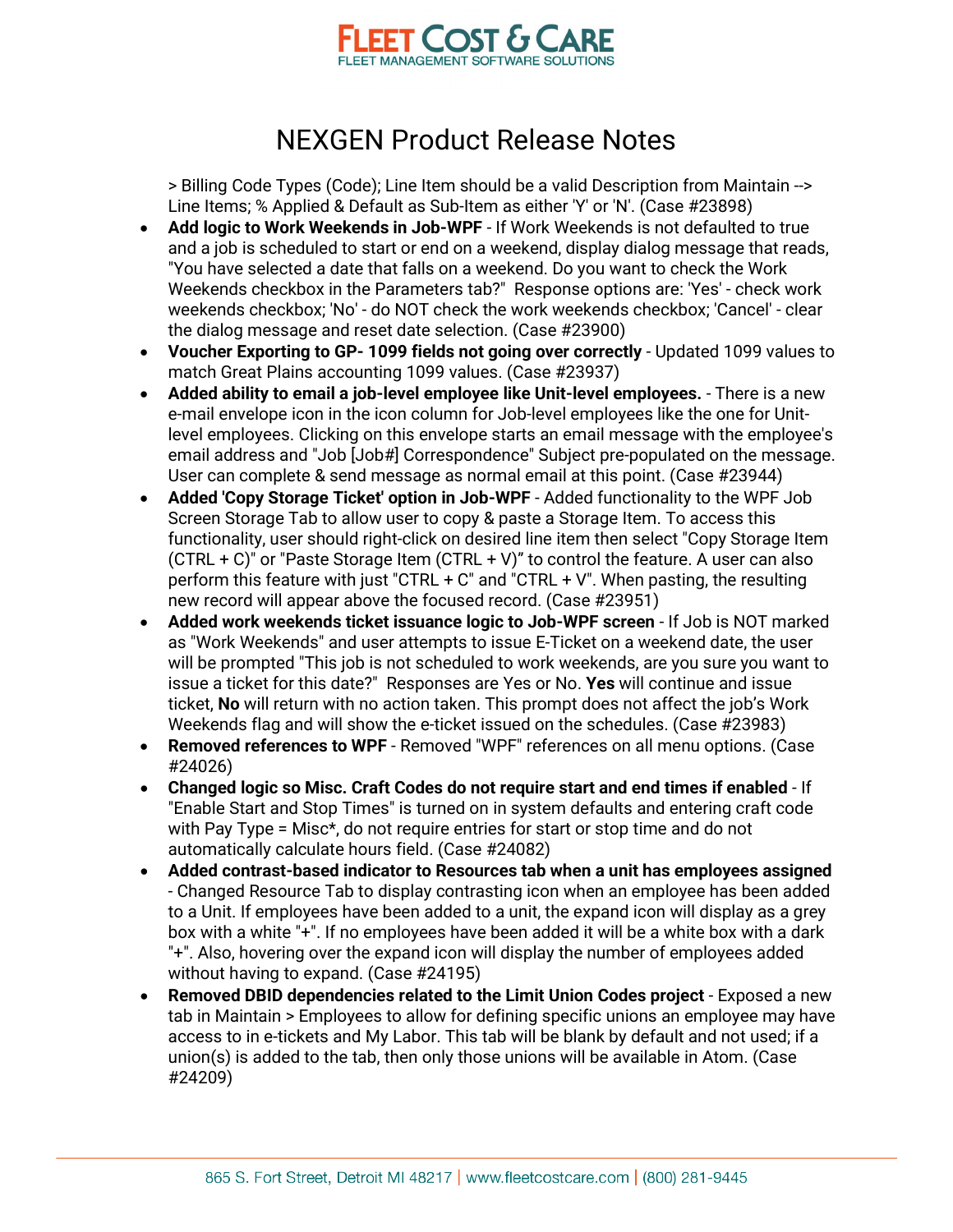> Billing Code Types (Code); Line Item should be a valid Description from Maintain --> Line Items; % Applied & Default as Sub-Item as either 'Y' or 'N'. (Case #23898)

- **Add logic to Work Weekends in Job-WPF** - If Work Weekends is not defaulted to true and a job is scheduled to start or end on a weekend, display dialog message that reads, "You have selected a date that falls on a weekend. Do you want to check the Work Weekends checkbox in the Parameters tab?" Response options are: 'Yes' - check work weekends checkbox; 'No' - do NOT check the work weekends checkbox; 'Cancel' - clear the dialog message and reset date selection. (Case #23900)
- **Voucher Exporting to GP- 1099 fields not going over correctly** - Updated 1099 values to match Great Plains accounting 1099 values. (Case #23937)
- **Added ability to email a job-level employee like Unit-level employees.** - There is a new e-mail envelope icon in the icon column for Job-level employees like the one for Unit-level employees. Clicking on this envelope starts an email message with the employee's email address and "Job [Job#] Correspondence" Subject pre-populated on the message. User can complete & send message as normal email at this point. (Case #23944)
- **Added 'Copy Storage Ticket' option in Job-WPF** - Added functionality to the WPF Job Screen Storage Tab to allow user to copy & paste a Storage Item. To access this functionality, user should right-click on desired line item then select "Copy Storage Item (CTRL + C)" or "Paste Storage Item (CTRL + V)" to control the feature. A user can also perform this feature with just "CTRL + C" and "CTRL + V". When pasting, the resulting new record will appear above the focused record. (Case #23951)
- **Added work weekends ticket issuance logic to Job-WPF screen** - If Job is NOT marked as "Work Weekends" and user attempts to issue E-Ticket on a weekend date, the user will be prompted "This job is not scheduled to work weekends, are you sure you want to issue a ticket for this date?" Responses are Yes or No. **Yes** will continue and issue ticket, **No** will return with no action taken. This prompt does not affect the job's Work Weekends flag and will show the e-ticket issued on the schedules. (Case #23983)
- **Removed references to WPF** - Removed "WPF" references on all menu options. (Case #24026)
- **Changed logic so Misc. Craft Codes do not require start and end times if enabled** - If "Enable Start and Stop Times" is turned on in system defaults and entering craft code with Pay Type = Misc*, do not require entries for start or stop time and do not automatically calculate hours field. (Case #24082)
- **Added contrast-based indicator to Resources tab when a unit has employees assigned** - Changed Resource Tab to display contrasting icon when an employee has been added to a Unit. If employees have been added to a unit, the expand icon will display as a grey box with a white "+". If no employees have been added it will be a white box with a dark "+". Also, hovering over the expand icon will display the number of employees added without having to expand. (Case #24195)
- **Removed DBID dependencies related to the Limit Union Codes project** - Exposed a new tab in Maintain > Employees to allow for defining specific unions an employee may have access to in e-tickets and My Labor. This tab will be blank by default and not used; if a union(s) is added to the tab, then only those unions will be available in Atom. (Case #24209)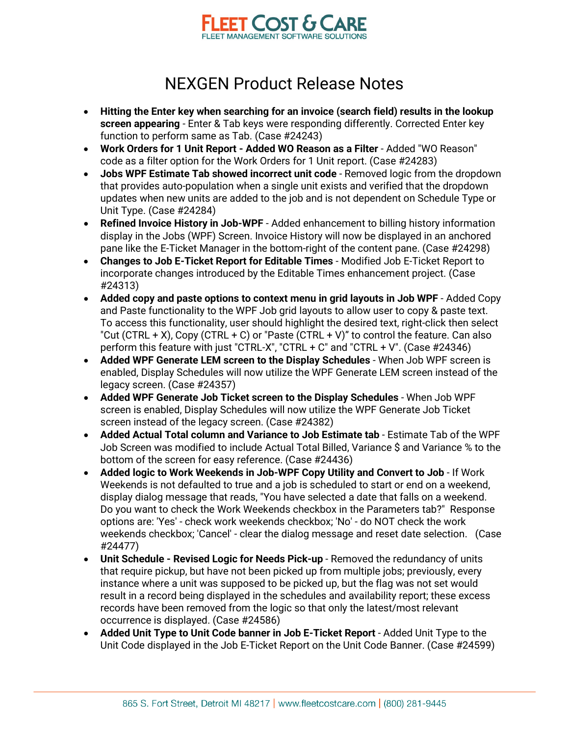# NEXGEN Product Release Notes

- **Hitting the Enter key when searching for an invoice (search field) results in the lookup screen appearing** - Enter & Tab keys were responding differently. Corrected Enter key function to perform same as Tab. (Case #24243)
- **Work Orders for 1 Unit Report - Added WO Reason as a Filter** - Added "WO Reason" code as a filter option for the Work Orders for 1 Unit report. (Case #24283)
- **Jobs WPF Estimate Tab showed incorrect unit code** - Removed logic from the dropdown that provides auto-population when a single unit exists and verified that the dropdown updates when new units are added to the job and is not dependent on Schedule Type or Unit Type. (Case #24284)
- **Refined Invoice History in Job-WPF** - Added enhancement to billing history information display in the Jobs (WPF) Screen. Invoice History will now be displayed in an anchored pane like the E-Ticket Manager in the bottom-right of the content pane. (Case #24298)
- **Changes to Job E-Ticket Report for Editable Times** - Modified Job E-Ticket Report to incorporate changes introduced by the Editable Times enhancement project. (Case #24313)
- **Added copy and paste options to context menu in grid layouts in Job WPF** - Added Copy and Paste functionality to the WPF Job grid layouts to allow user to copy & paste text. To access this functionality, user should highlight the desired text, right-click then select "Cut (CTRL + X), Copy (CTRL + C) or "Paste (CTRL + V)" to control the feature. Can also perform this feature with just "CTRL-X", "CTRL + C" and "CTRL + V". (Case #24346)
- **Added WPF Generate LEM screen to the Display Schedules** - When Job WPF screen is enabled, Display Schedules will now utilize the WPF Generate LEM screen instead of the legacy screen. (Case #24357)
- **Added WPF Generate Job Ticket screen to the Display Schedules** - When Job WPF screen is enabled, Display Schedules will now utilize the WPF Generate Job Ticket screen instead of the legacy screen. (Case #24382)
- **Added Actual Total column and Variance to Job Estimate tab** - Estimate Tab of the WPF Job Screen was modified to include Actual Total Billed, Variance $ and Variance % to the bottom of the screen for easy reference. (Case #24436)
- **Added logic to Work Weekends in Job-WPF Copy Utility and Convert to Job** - If Work Weekends is not defaulted to true and a job is scheduled to start or end on a weekend, display dialog message that reads, "You have selected a date that falls on a weekend. Do you want to check the Work Weekends checkbox in the Parameters tab?" Response options are: 'Yes' - check work weekends checkbox; 'No' - do NOT check the work weekends checkbox; 'Cancel' - clear the dialog message and reset date selection. (Case #24477)
- **Unit Schedule - Revised Logic for Needs Pick-up** - Removed the redundancy of units that require pickup, but have not been picked up from multiple jobs; previously, every instance where a unit was supposed to be picked up, but the flag was not set would result in a record being displayed in the schedules and availability report; these excess records have been removed from the logic so that only the latest/most relevant occurrence is displayed. (Case #24586)
- **Added Unit Type to Unit Code banner in Job E-Ticket Report** - Added Unit Type to the Unit Code displayed in the Job E-Ticket Report on the Unit Code Banner. (Case #24599)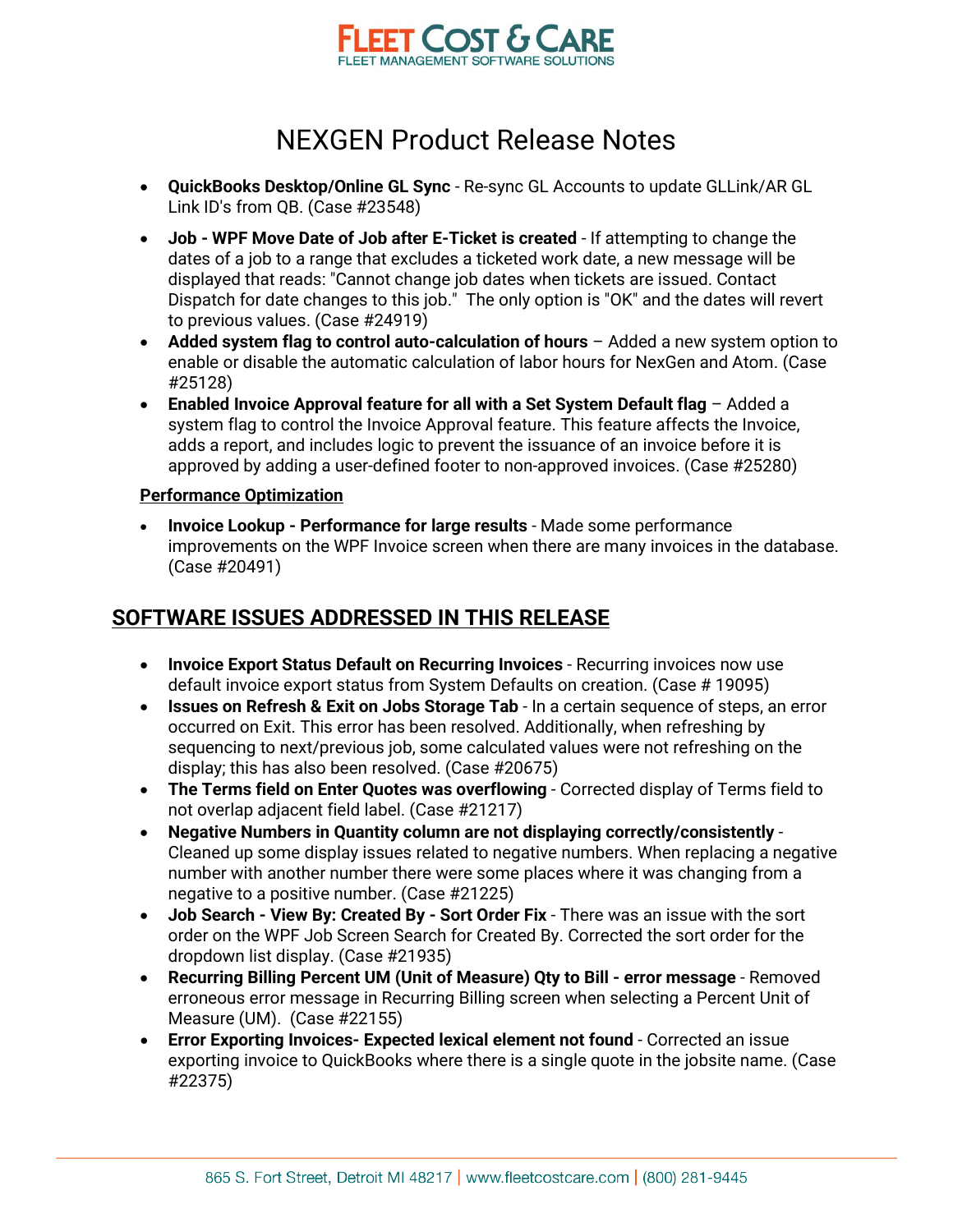# NEXGEN Product Release Notes

- **QuickBooks Desktop/Online GL Sync** - Re-sync GL Accounts to update GLLink/AR GL Link ID's from QB. (Case #23548)
- **Job - WPF Move Date of Job after E-Ticket is created** - If attempting to change the dates of a job to a range that excludes a ticketed work date, a new message will be displayed that reads: "Cannot change job dates when tickets are issued. Contact Dispatch for date changes to this job." The only option is "OK" and the dates will revert to previous values. (Case #24919)
- **Added system flag to control auto-calculation of hours** – Added a new system option to enable or disable the automatic calculation of labor hours for NexGen and Atom. (Case #25128)
- **Enabled Invoice Approval feature for all with a Set System Default flag** – Added a system flag to control the Invoice Approval feature. This feature affects the Invoice, adds a report, and includes logic to prevent the issuance of an invoice before it is approved by adding a user-defined footer to non-approved invoices. (Case #25280)

**Performance Optimization**

- **Invoice Lookup - Performance for large results** - Made some performance improvements on the WPF Invoice screen when there are many invoices in the database. (Case #20491)

## SOFTWARE ISSUES ADDRESSED IN THIS RELEASE

- **Invoice Export Status Default on Recurring Invoices** - Recurring invoices now use default invoice export status from System Defaults on creation. (Case # 19095)
- **Issues on Refresh & Exit on Jobs Storage Tab** - In a certain sequence of steps, an error occurred on Exit. This error has been resolved. Additionally, when refreshing by sequencing to next/previous job, some calculated values were not refreshing on the display; this has also been resolved. (Case #20675)
- **The Terms field on Enter Quotes was overflowing** - Corrected display of Terms field to not overlap adjacent field label. (Case #21217)
- **Negative Numbers in Quantity column are not displaying correctly/consistently** - Cleaned up some display issues related to negative numbers. When replacing a negative number with another number there were some places where it was changing from a negative to a positive number. (Case #21225)
- **Job Search - View By: Created By - Sort Order Fix** - There was an issue with the sort order on the WPF Job Screen Search for Created By. Corrected the sort order for the dropdown list display. (Case #21935)
- **Recurring Billing Percent UM (Unit of Measure) Qty to Bill - error message** - Removed erroneous error message in Recurring Billing screen when selecting a Percent Unit of Measure (UM). (Case #22155)
- **Error Exporting Invoices- Expected lexical element not found** - Corrected an issue exporting invoice to QuickBooks where there is a single quote in the jobsite name. (Case #22375)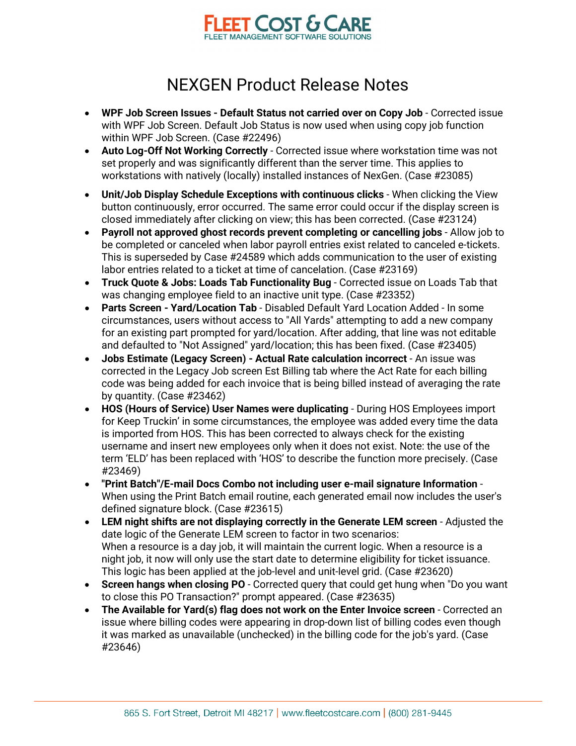# NEXGEN Product Release Notes

- **WPF Job Screen Issues - Default Status not carried over on Copy Job** - Corrected issue with WPF Job Screen. Default Job Status is now used when using copy job function within WPF Job Screen. (Case #22496)
- **Auto Log-Off Not Working Correctly** - Corrected issue where workstation time was not set properly and was significantly different than the server time. This applies to workstations with natively (locally) installed instances of NexGen. (Case #23085)
- **Unit/Job Display Schedule Exceptions with continuous clicks** - When clicking the View button continuously, error occurred. The same error could occur if the display screen is closed immediately after clicking on view; this has been corrected. (Case #23124)
- **Payroll not approved ghost records prevent completing or cancelling jobs** - Allow job to be completed or canceled when labor payroll entries exist related to canceled e-tickets. This is superseded by Case #24589 which adds communication to the user of existing labor entries related to a ticket at time of cancelation. (Case #23169)
- **Truck Quote & Jobs: Loads Tab Functionality Bug** - Corrected issue on Loads Tab that was changing employee field to an inactive unit type. (Case #23352)
- **Parts Screen - Yard/Location Tab** - Disabled Default Yard Location Added - In some circumstances, users without access to "All Yards" attempting to add a new company for an existing part prompted for yard/location. After adding, that line was not editable and defaulted to "Not Assigned" yard/location; this has been fixed. (Case #23405)
- **Jobs Estimate (Legacy Screen) - Actual Rate calculation incorrect** - An issue was corrected in the Legacy Job screen Est Billing tab where the Act Rate for each billing code was being added for each invoice that is being billed instead of averaging the rate by quantity. (Case #23462)
- **HOS (Hours of Service) User Names were duplicating** - During HOS Employees import for Keep Truckin' in some circumstances, the employee was added every time the data is imported from HOS. This has been corrected to always check for the existing username and insert new employees only when it does not exist. Note: the use of the term 'ELD' has been replaced with 'HOS' to describe the function more precisely. (Case #23469)
- **"Print Batch"/E-mail Docs Combo not including user e-mail signature Information** - When using the Print Batch email routine, each generated email now includes the user's defined signature block. (Case #23615)
- **LEM night shifts are not displaying correctly in the Generate LEM screen** - Adjusted the date logic of the Generate LEM screen to factor in two scenarios:
  When a resource is a day job, it will maintain the current logic. When a resource is a night job, it now will only use the start date to determine eligibility for ticket issuance. This logic has been applied at the job-level and unit-level grid. (Case #23620)
- **Screen hangs when closing PO** - Corrected query that could get hung when "Do you want to close this PO Transaction?" prompt appeared. (Case #23635)
- **The Available for Yard(s) flag does not work on the Enter Invoice screen** - Corrected an issue where billing codes were appearing in drop-down list of billing codes even though it was marked as unavailable (unchecked) in the billing code for the job's yard. (Case #23646)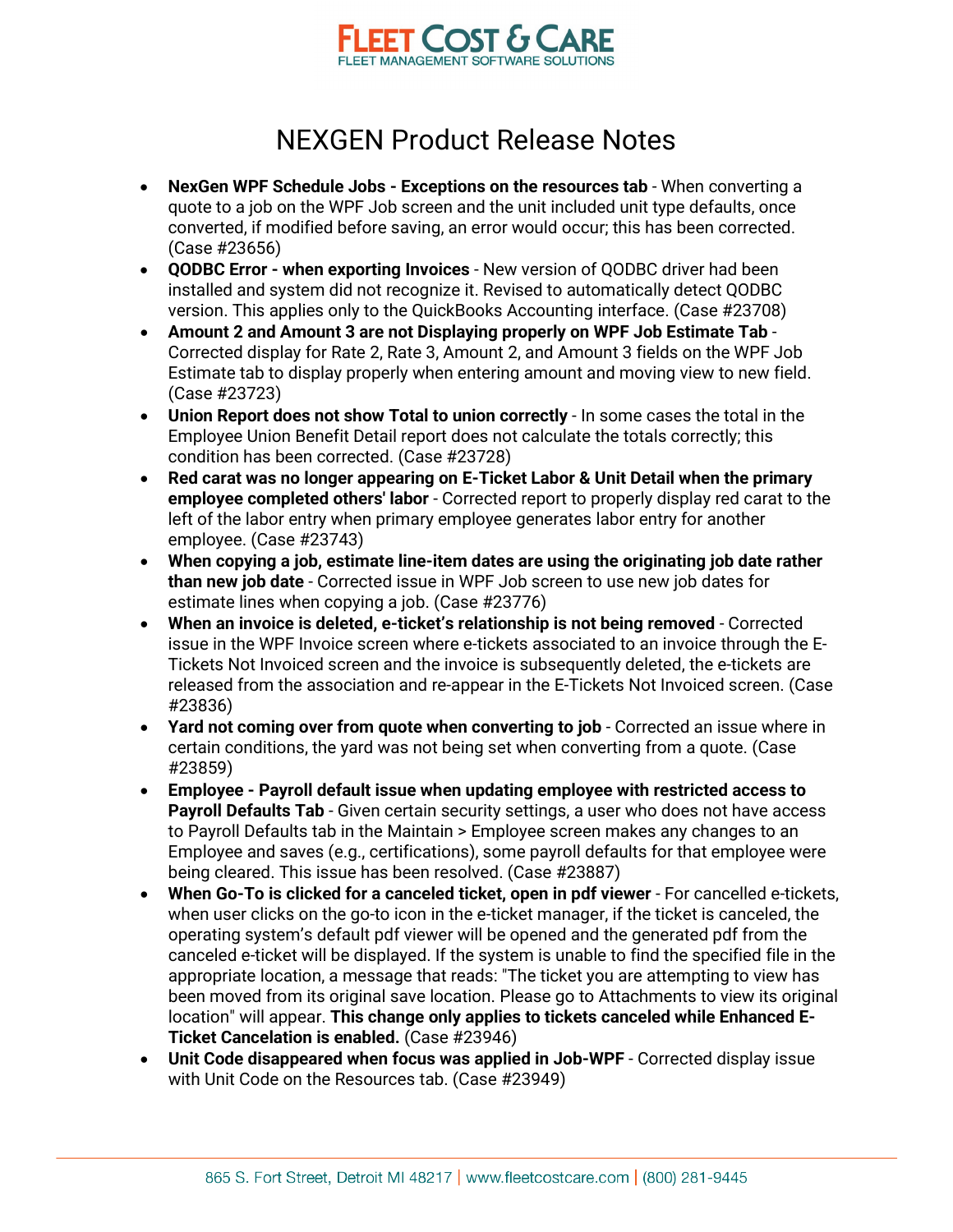# NEXGEN Product Release Notes

- **NexGen WPF Schedule Jobs - Exceptions on the resources tab** - When converting a quote to a job on the WPF Job screen and the unit included unit type defaults, once converted, if modified before saving, an error would occur; this has been corrected. (Case #23656)
- **QODBC Error - when exporting Invoices** - New version of QODBC driver had been installed and system did not recognize it. Revised to automatically detect QODBC version. This applies only to the QuickBooks Accounting interface. (Case #23708)
- **Amount 2 and Amount 3 are not Displaying properly on WPF Job Estimate Tab** - Corrected display for Rate 2, Rate 3, Amount 2, and Amount 3 fields on the WPF Job Estimate tab to display properly when entering amount and moving view to new field. (Case #23723)
- **Union Report does not show Total to union correctly** - In some cases the total in the Employee Union Benefit Detail report does not calculate the totals correctly; this condition has been corrected. (Case #23728)
- **Red carat was no longer appearing on E-Ticket Labor & Unit Detail when the primary employee completed others' labor** - Corrected report to properly display red carat to the left of the labor entry when primary employee generates labor entry for another employee. (Case #23743)
- **When copying a job, estimate line-item dates are using the originating job date rather than new job date** - Corrected issue in WPF Job screen to use new job dates for estimate lines when copying a job. (Case #23776)
- **When an invoice is deleted, e-ticket's relationship is not being removed** - Corrected issue in the WPF Invoice screen where e-tickets associated to an invoice through the E-Tickets Not Invoiced screen and the invoice is subsequently deleted, the e-tickets are released from the association and re-appear in the E-Tickets Not Invoiced screen. (Case #23836)
- **Yard not coming over from quote when converting to job** - Corrected an issue where in certain conditions, the yard was not being set when converting from a quote. (Case #23859)
- **Employee - Payroll default issue when updating employee with restricted access to Payroll Defaults Tab** - Given certain security settings, a user who does not have access to Payroll Defaults tab in the Maintain > Employee screen makes any changes to an Employee and saves (e.g., certifications), some payroll defaults for that employee were being cleared. This issue has been resolved. (Case #23887)
- **When Go-To is clicked for a canceled ticket, open in pdf viewer** - For cancelled e-tickets, when user clicks on the go-to icon in the e-ticket manager, if the ticket is canceled, the operating system's default pdf viewer will be opened and the generated pdf from the canceled e-ticket will be displayed. If the system is unable to find the specified file in the appropriate location, a message that reads: "The ticket you are attempting to view has been moved from its original save location. Please go to Attachments to view its original location" will appear. **This change only applies to tickets canceled while Enhanced E-Ticket Cancelation is enabled.** (Case #23946)
- **Unit Code disappeared when focus was applied in Job-WPF** - Corrected display issue with Unit Code on the Resources tab. (Case #23949)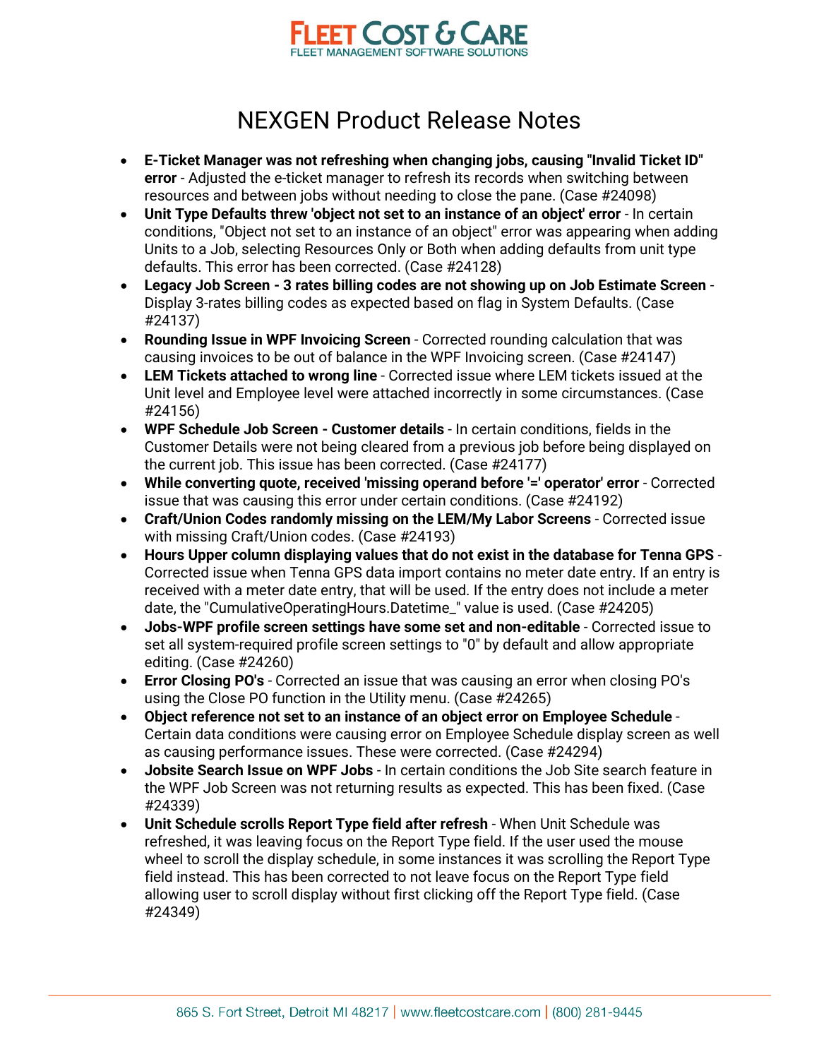# NEXGEN Product Release Notes

- **E-Ticket Manager was not refreshing when changing jobs, causing "Invalid Ticket ID" error** - Adjusted the e-ticket manager to refresh its records when switching between resources and between jobs without needing to close the pane. (Case #24098)
- **Unit Type Defaults threw 'object not set to an instance of an object' error** - In certain conditions, "Object not set to an instance of an object" error was appearing when adding Units to a Job, selecting Resources Only or Both when adding defaults from unit type defaults. This error has been corrected. (Case #24128)
- **Legacy Job Screen - 3 rates billing codes are not showing up on Job Estimate Screen** - Display 3-rates billing codes as expected based on flag in System Defaults. (Case #24137)
- **Rounding Issue in WPF Invoicing Screen** - Corrected rounding calculation that was causing invoices to be out of balance in the WPF Invoicing screen. (Case #24147)
- **LEM Tickets attached to wrong line** - Corrected issue where LEM tickets issued at the Unit level and Employee level were attached incorrectly in some circumstances. (Case #24156)
- **WPF Schedule Job Screen - Customer details** - In certain conditions, fields in the Customer Details were not being cleared from a previous job before being displayed on the current job. This issue has been corrected. (Case #24177)
- **While converting quote, received 'missing operand before '=' operator' error** - Corrected issue that was causing this error under certain conditions. (Case #24192)
- **Craft/Union Codes randomly missing on the LEM/My Labor Screens** - Corrected issue with missing Craft/Union codes. (Case #24193)
- **Hours Upper column displaying values that do not exist in the database for Tenna GPS** - Corrected issue when Tenna GPS data import contains no meter date entry. If an entry is received with a meter date entry, that will be used. If the entry does not include a meter date, the "CumulativeOperatingHours.Datetime_" value is used. (Case #24205)
- **Jobs-WPF profile screen settings have some set and non-editable** - Corrected issue to set all system-required profile screen settings to "0" by default and allow appropriate editing. (Case #24260)
- **Error Closing PO's** - Corrected an issue that was causing an error when closing PO's using the Close PO function in the Utility menu. (Case #24265)
- **Object reference not set to an instance of an object error on Employee Schedule** - Certain data conditions were causing error on Employee Schedule display screen as well as causing performance issues. These were corrected. (Case #24294)
- **Jobsite Search Issue on WPF Jobs** - In certain conditions the Job Site search feature in the WPF Job Screen was not returning results as expected. This has been fixed. (Case #24339)
- **Unit Schedule scrolls Report Type field after refresh** - When Unit Schedule was refreshed, it was leaving focus on the Report Type field. If the user used the mouse wheel to scroll the display schedule, in some instances it was scrolling the Report Type field instead. This has been corrected to not leave focus on the Report Type field allowing user to scroll display without first clicking off the Report Type field. (Case #24349)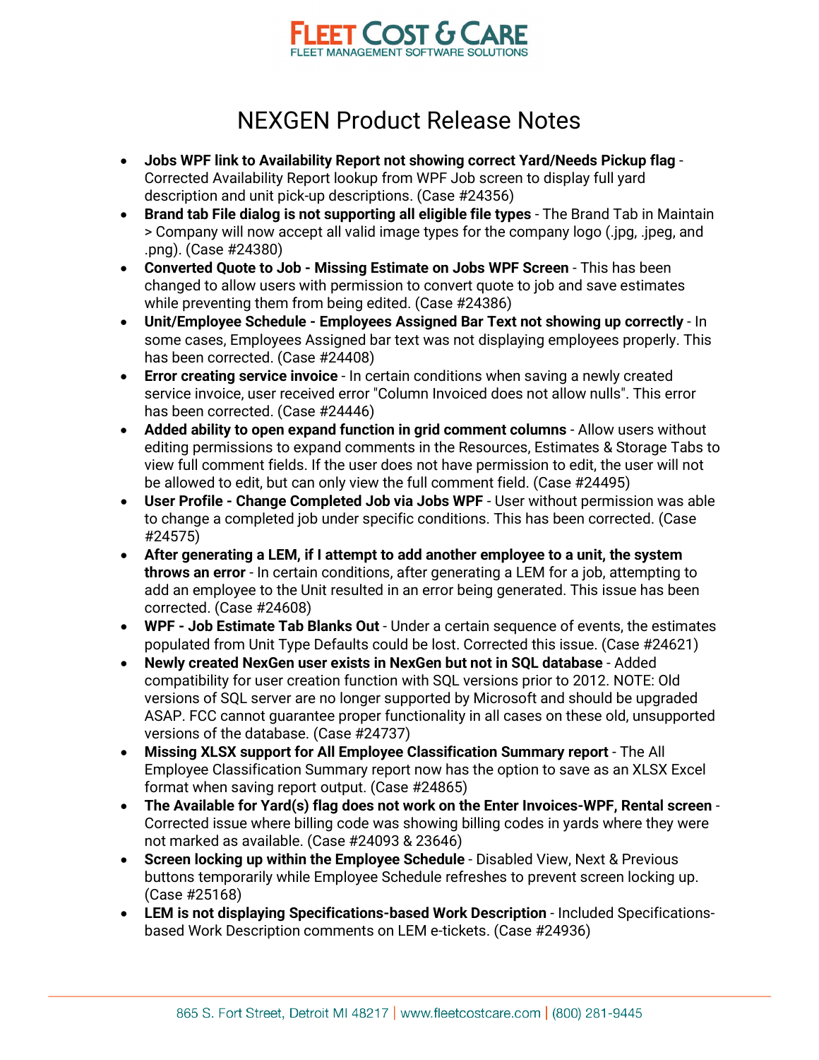# NEXGEN Product Release Notes

- **Jobs WPF link to Availability Report not showing correct Yard/Needs Pickup flag** - Corrected Availability Report lookup from WPF Job screen to display full yard description and unit pick-up descriptions. (Case #24356)
- **Brand tab File dialog is not supporting all eligible file types** - The Brand Tab in Maintain > Company will now accept all valid image types for the company logo (.jpg, .jpeg, and .png). (Case #24380)
- **Converted Quote to Job - Missing Estimate on Jobs WPF Screen** - This has been changed to allow users with permission to convert quote to job and save estimates while preventing them from being edited. (Case #24386)
- **Unit/Employee Schedule - Employees Assigned Bar Text not showing up correctly** - In some cases, Employees Assigned bar text was not displaying employees properly. This has been corrected. (Case #24408)
- **Error creating service invoice** - In certain conditions when saving a newly created service invoice, user received error "Column Invoiced does not allow nulls". This error has been corrected. (Case #24446)
- **Added ability to open expand function in grid comment columns** - Allow users without editing permissions to expand comments in the Resources, Estimates & Storage Tabs to view full comment fields. If the user does not have permission to edit, the user will not be allowed to edit, but can only view the full comment field. (Case #24495)
- **User Profile - Change Completed Job via Jobs WPF** - User without permission was able to change a completed job under specific conditions. This has been corrected. (Case #24575)
- **After generating a LEM, if I attempt to add another employee to a unit, the system throws an error** - In certain conditions, after generating a LEM for a job, attempting to add an employee to the Unit resulted in an error being generated. This issue has been corrected. (Case #24608)
- **WPF - Job Estimate Tab Blanks Out** - Under a certain sequence of events, the estimates populated from Unit Type Defaults could be lost. Corrected this issue. (Case #24621)
- **Newly created NexGen user exists in NexGen but not in SQL database** - Added compatibility for user creation function with SQL versions prior to 2012. NOTE: Old versions of SQL server are no longer supported by Microsoft and should be upgraded ASAP. FCC cannot guarantee proper functionality in all cases on these old, unsupported versions of the database. (Case #24737)
- **Missing XLSX support for All Employee Classification Summary report** - The All Employee Classification Summary report now has the option to save as an XLSX Excel format when saving report output. (Case #24865)
- **The Available for Yard(s) flag does not work on the Enter Invoices-WPF, Rental screen** - Corrected issue where billing code was showing billing codes in yards where they were not marked as available. (Case #24093 & 23646)
- **Screen locking up within the Employee Schedule** - Disabled View, Next & Previous buttons temporarily while Employee Schedule refreshes to prevent screen locking up. (Case #25168)
- **LEM is not displaying Specifications-based Work Description** - Included Specifications-based Work Description comments on LEM e-tickets. (Case #24936)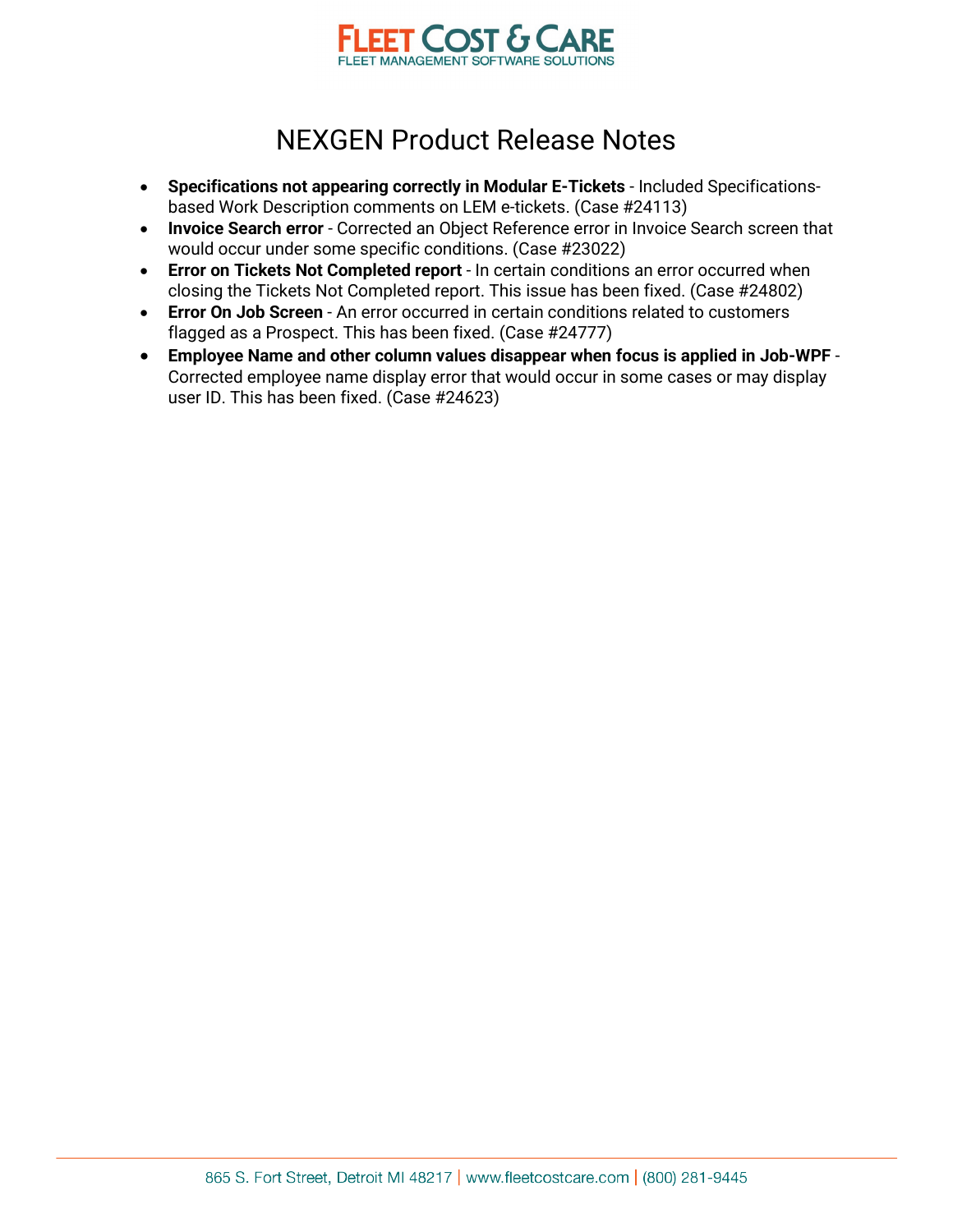# NEXGEN Product Release Notes

- **Specifications not appearing correctly in Modular E-Tickets** - Included Specifications-based Work Description comments on LEM e-tickets. (Case #24113)
- **Invoice Search error** - Corrected an Object Reference error in Invoice Search screen that would occur under some specific conditions. (Case #23022)
- **Error on Tickets Not Completed report** - In certain conditions an error occurred when closing the Tickets Not Completed report. This issue has been fixed. (Case #24802)
- **Error On Job Screen** - An error occurred in certain conditions related to customers flagged as a Prospect. This has been fixed. (Case #24777)
- **Employee Name and other column values disappear when focus is applied in Job-WPF** - Corrected employee name display error that would occur in some cases or may display user ID. This has been fixed. (Case #24623)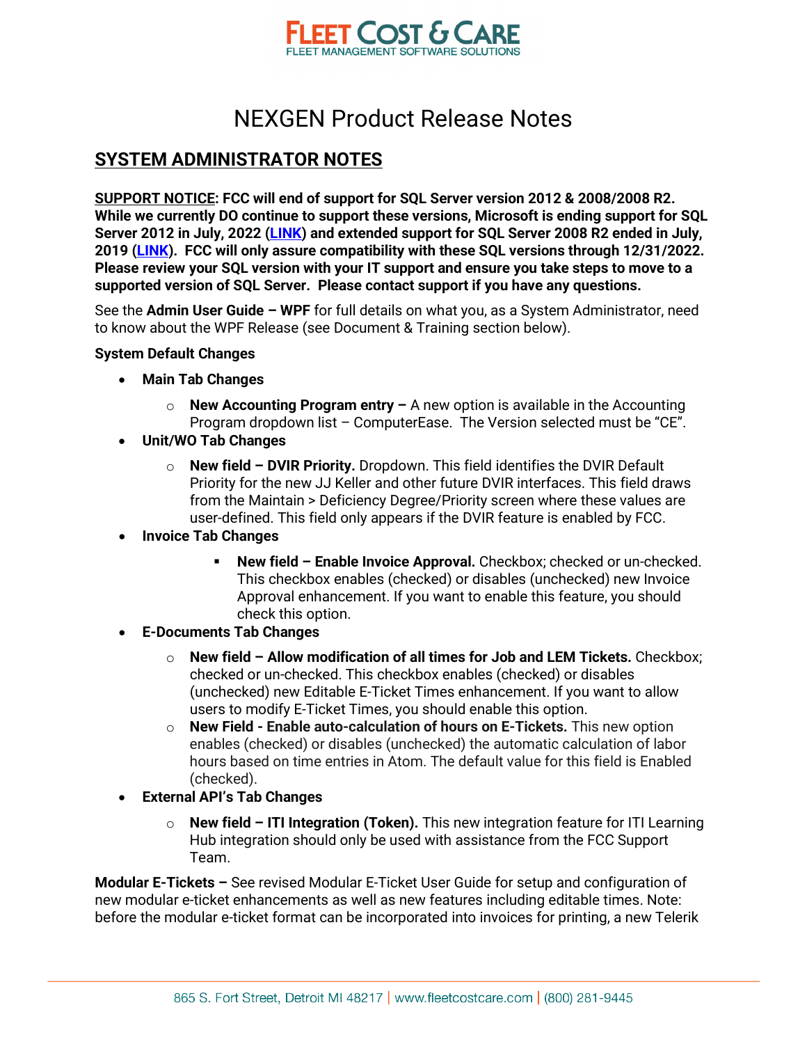# NEXGEN Product Release Notes

## SYSTEM ADMINISTRATOR NOTES

**SUPPORT NOTICE: FCC will end of support for SQL Server version 2012 & 2008/2008 R2. While we currently DO continue to support these versions, Microsoft is ending support for SQL Server 2012 in July, 2022 ([LINK](LINK)) and extended support for SQL Server 2008 R2 ended in July, 2019 ([LINK](LINK)). FCC will only assure compatibility with these SQL versions through 12/31/2022. Please review your SQL version with your IT support and ensure you take steps to move to a supported version of SQL Server. Please contact support if you have any questions.**

See the **Admin User Guide – WPF** for full details on what you, as a System Administrator, need to know about the WPF Release (see Document & Training section below).

**System Default Changes**

- **Main Tab Changes**
  - **New Accounting Program entry –** A new option is available in the Accounting Program dropdown list – ComputerEase. The Version selected must be "CE".
- **Unit/WO Tab Changes**
  - **New field – DVIR Priority.** Dropdown. This field identifies the DVIR Default Priority for the new JJ Keller and other future DVIR interfaces. This field draws from the Maintain > Deficiency Degree/Priority screen where these values are user-defined. This field only appears if the DVIR feature is enabled by FCC.
- **Invoice Tab Changes**
  - **New field – Enable Invoice Approval.** Checkbox; checked or un-checked. This checkbox enables (checked) or disables (unchecked) new Invoice Approval enhancement. If you want to enable this feature, you should check this option.
- **E-Documents Tab Changes**
  - **New field – Allow modification of all times for Job and LEM Tickets.** Checkbox; checked or un-checked. This checkbox enables (checked) or disables (unchecked) new Editable E-Ticket Times enhancement. If you want to allow users to modify E-Ticket Times, you should enable this option.
  - **New Field - Enable auto-calculation of hours on E-Tickets.** This new option enables (checked) or disables (unchecked) the automatic calculation of labor hours based on time entries in Atom. The default value for this field is Enabled (checked).
- **External API's Tab Changes**
  - **New field – ITI Integration (Token).** This new integration feature for ITI Learning Hub integration should only be used with assistance from the FCC Support Team.

**Modular E-Tickets –** See revised Modular E-Ticket User Guide for setup and configuration of new modular e-ticket enhancements as well as new features including editable times. Note: before the modular e-ticket format can be incorporated into invoices for printing, a new Telerik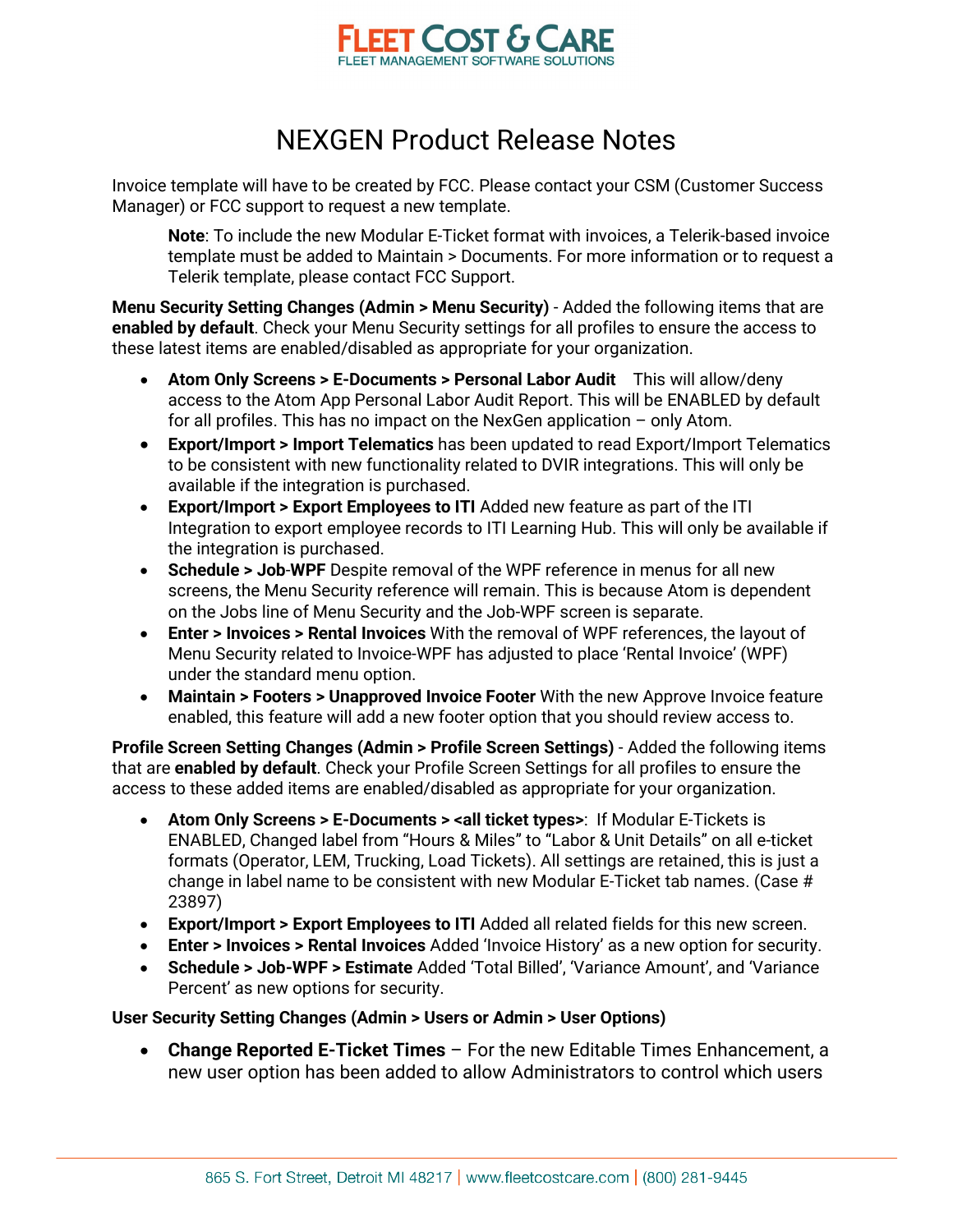# NEXGEN Product Release Notes

Invoice template will have to be created by FCC. Please contact your CSM (Customer Success Manager) or FCC support to request a new template.

> **Note**: To include the new Modular E-Ticket format with invoices, a Telerik-based invoice template must be added to Maintain > Documents. For more information or to request a Telerik template, please contact FCC Support.

**Menu Security Setting Changes (Admin > Menu Security)** - Added the following items that are **enabled by default**. Check your Menu Security settings for all profiles to ensure the access to these latest items are enabled/disabled as appropriate for your organization.

- **Atom Only Screens > E-Documents > Personal Labor Audit** This will allow/deny access to the Atom App Personal Labor Audit Report. This will be ENABLED by default for all profiles. This has no impact on the NexGen application – only Atom.
- **Export/Import > Import Telematics** has been updated to read Export/Import Telematics to be consistent with new functionality related to DVIR integrations. This will only be available if the integration is purchased.
- **Export/Import > Export Employees to ITI** Added new feature as part of the ITI Integration to export employee records to ITI Learning Hub. This will only be available if the integration is purchased.
- **Schedule > Job-WPF** Despite removal of the WPF reference in menus for all new screens, the Menu Security reference will remain. This is because Atom is dependent on the Jobs line of Menu Security and the Job-WPF screen is separate.
- **Enter > Invoices > Rental Invoices** With the removal of WPF references, the layout of Menu Security related to Invoice-WPF has adjusted to place 'Rental Invoice' (WPF) under the standard menu option.
- **Maintain > Footers > Unapproved Invoice Footer** With the new Approve Invoice feature enabled, this feature will add a new footer option that you should review access to.

**Profile Screen Setting Changes (Admin > Profile Screen Settings)** - Added the following items that are **enabled by default**. Check your Profile Screen Settings for all profiles to ensure the access to these added items are enabled/disabled as appropriate for your organization.

- **Atom Only Screens > E-Documents > <all ticket types>**: If Modular E-Tickets is ENABLED, Changed label from "Hours & Miles" to "Labor & Unit Details" on all e-ticket formats (Operator, LEM, Trucking, Load Tickets). All settings are retained, this is just a change in label name to be consistent with new Modular E-Ticket tab names. (Case # 23897)
- **Export/Import > Export Employees to ITI** Added all related fields for this new screen.
- **Enter > Invoices > Rental Invoices** Added 'Invoice History' as a new option for security.
- **Schedule > Job-WPF > Estimate** Added 'Total Billed', 'Variance Amount', and 'Variance Percent' as new options for security.

**User Security Setting Changes (Admin > Users or Admin > User Options)**

- **Change Reported E-Ticket Times** – For the new Editable Times Enhancement, a new user option has been added to allow Administrators to control which users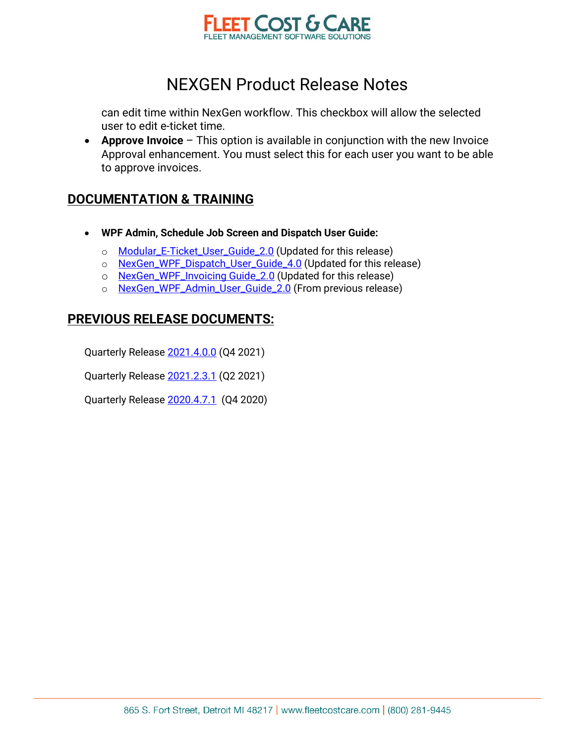can edit time within NexGen workflow. This checkbox will allow the selected user to edit e-ticket time.

- **Approve Invoice** – This option is available in conjunction with the new Invoice Approval enhancement. You must select this for each user you want to be able to approve invoices.

## DOCUMENTATION & TRAINING

- **WPF Admin, Schedule Job Screen and Dispatch User Guide:**
  - Modular_E-Ticket_User_Guide_2.0 (Updated for this release)
  - NexGen_WPF_Dispatch_User_Guide_4.0 (Updated for this release)
  - NexGen_WPF_Invoicing Guide_2.0 (Updated for this release)
  - NexGen_WPF_Admin_User_Guide_2.0 (From previous release)

## PREVIOUS RELEASE DOCUMENTS:

Quarterly Release 2021.4.0.0 (Q4 2021)

Quarterly Release 2021.2.3.1 (Q2 2021)

Quarterly Release 2020.4.7.1 (Q4 2020)